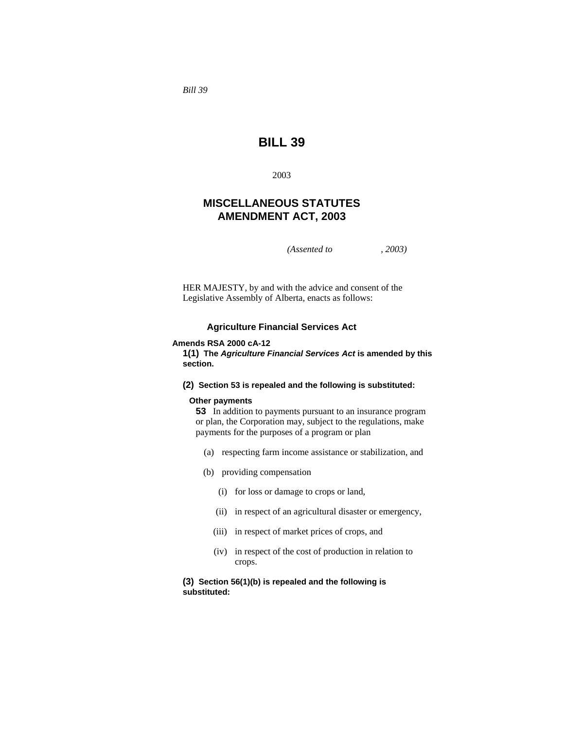*Bill 39*

# BILL 39

2003

## MISCELLANEOUS STATUTES AMENDMENT ACT, 2003

*(Assented to , 2003)*

HER MAJESTY, by and with the advice and consent of the Legislative Assembly of Alberta, enacts as follows:

### Agriculture Financial Services Act

**Amends RSA 2000 cA-12**

**1(1)** **The *Agriculture Financial Services Act* is amended by this section.**

**(2)** **Section 53 is repealed and the following is substituted:**

**Other payments**

**53** In addition to payments pursuant to an insurance program or plan, the Corporation may, subject to the regulations, make payments for the purposes of a program or plan

(a) respecting farm income assistance or stabilization, and

(b) providing compensation

(i) for loss or damage to crops or land,

(ii) in respect of an agricultural disaster or emergency,

(iii) in respect of market prices of crops, and

(iv) in respect of the cost of production in relation to crops.

**(3)** **Section 56(1)(b) is repealed and the following is substituted:**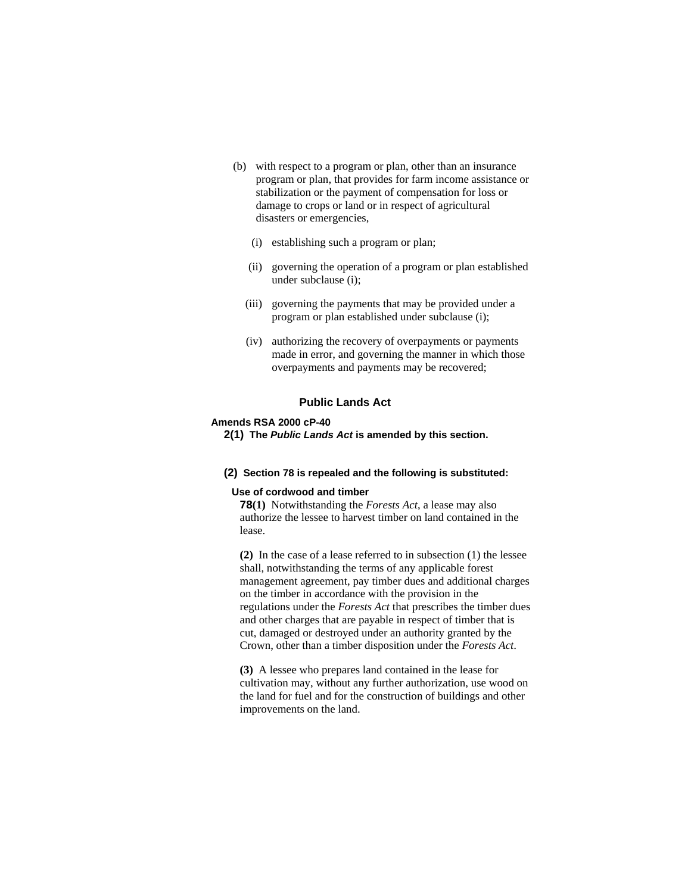(b) with respect to a program or plan, other than an insurance program or plan, that provides for farm income assistance or stabilization or the payment of compensation for loss or damage to crops or land or in respect of agricultural disasters or emergencies,

(i) establishing such a program or plan;

(ii) governing the operation of a program or plan established under subclause (i);

(iii) governing the payments that may be provided under a program or plan established under subclause (i);

(iv) authorizing the recovery of overpayments or payments made in error, and governing the manner in which those overpayments and payments may be recovered;

### Public Lands Act

**Amends RSA 2000 cP-40**

**2(1) The *Public Lands Act* is amended by this section.**

**(2) Section 78 is repealed and the following is substituted:**

**Use of cordwood and timber**

**78(1)** Notwithstanding the *Forests Act*, a lease may also authorize the lessee to harvest timber on land contained in the lease.

**(2)** In the case of a lease referred to in subsection (1) the lessee shall, notwithstanding the terms of any applicable forest management agreement, pay timber dues and additional charges on the timber in accordance with the provision in the regulations under the *Forests Act* that prescribes the timber dues and other charges that are payable in respect of timber that is cut, damaged or destroyed under an authority granted by the Crown, other than a timber disposition under the *Forests Act*.

**(3)** A lessee who prepares land contained in the lease for cultivation may, without any further authorization, use wood on the land for fuel and for the construction of buildings and other improvements on the land.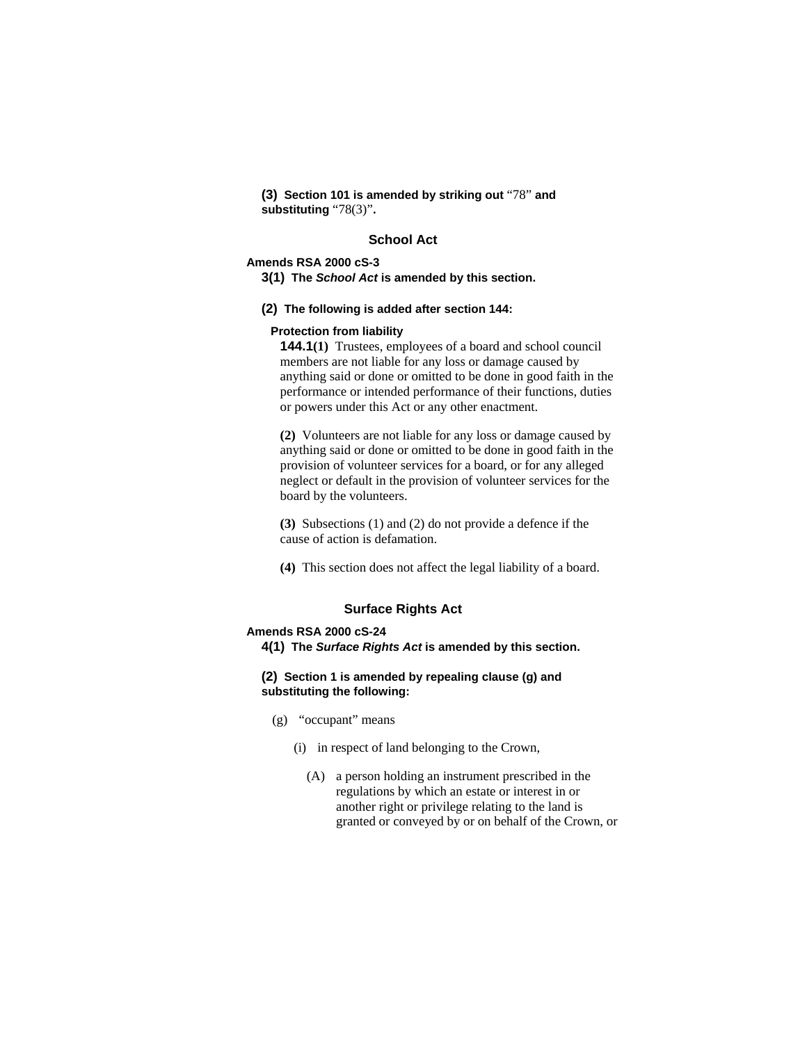**(3) Section 101 is amended by striking out** "78" **and substituting** "78(3)"**.**

## School Act

**Amends RSA 2000 cS-3**

**3(1) The *School Act* is amended by this section.**

**(2) The following is added after section 144:**

**Protection from liability**

**144.1(1)** Trustees, employees of a board and school council members are not liable for any loss or damage caused by anything said or done or omitted to be done in good faith in the performance or intended performance of their functions, duties or powers under this Act or any other enactment.

**(2)** Volunteers are not liable for any loss or damage caused by anything said or done or omitted to be done in good faith in the provision of volunteer services for a board, or for any alleged neglect or default in the provision of volunteer services for the board by the volunteers.

**(3)** Subsections (1) and (2) do not provide a defence if the cause of action is defamation.

**(4)** This section does not affect the legal liability of a board.

## Surface Rights Act

**Amends RSA 2000 cS-24**

**4(1) The *Surface Rights Act* is amended by this section.**

**(2) Section 1 is amended by repealing clause (g) and substituting the following:**

(g) "occupant" means

(i) in respect of land belonging to the Crown,

(A) a person holding an instrument prescribed in the regulations by which an estate or interest in or another right or privilege relating to the land is granted or conveyed by or on behalf of the Crown, or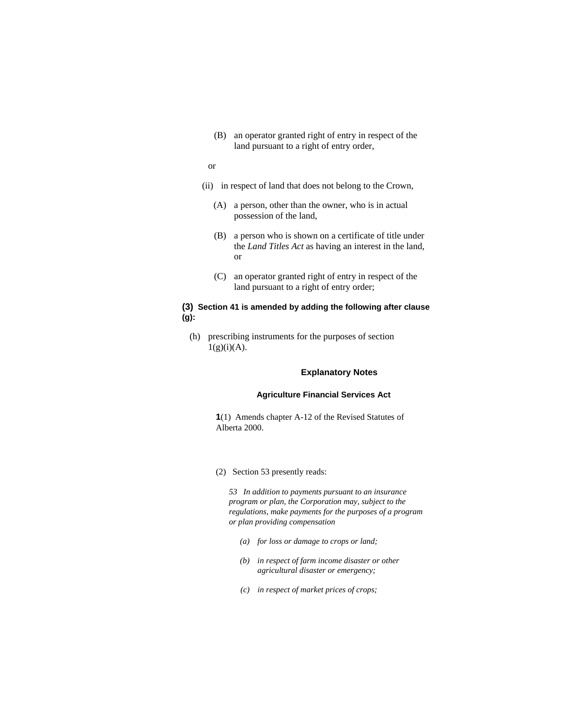(B) an operator granted right of entry in respect of the land pursuant to a right of entry order,

or

(ii) in respect of land that does not belong to the Crown,

(A) a person, other than the owner, who is in actual possession of the land,

(B) a person who is shown on a certificate of title under the *Land Titles Act* as having an interest in the land, or

(C) an operator granted right of entry in respect of the land pursuant to a right of entry order;

**(3) Section 41 is amended by adding the following after clause (g):**

(h) prescribing instruments for the purposes of section 1(g)(i)(A).

### Explanatory Notes

#### Agriculture Financial Services Act

**1**(1) Amends chapter A-12 of the Revised Statutes of Alberta 2000.

(2) Section 53 presently reads:

*53 In addition to payments pursuant to an insurance program or plan, the Corporation may, subject to the regulations, make payments for the purposes of a program or plan providing compensation*

*(a) for loss or damage to crops or land;*

*(b) in respect of farm income disaster or other agricultural disaster or emergency;*

*(c) in respect of market prices of crops;*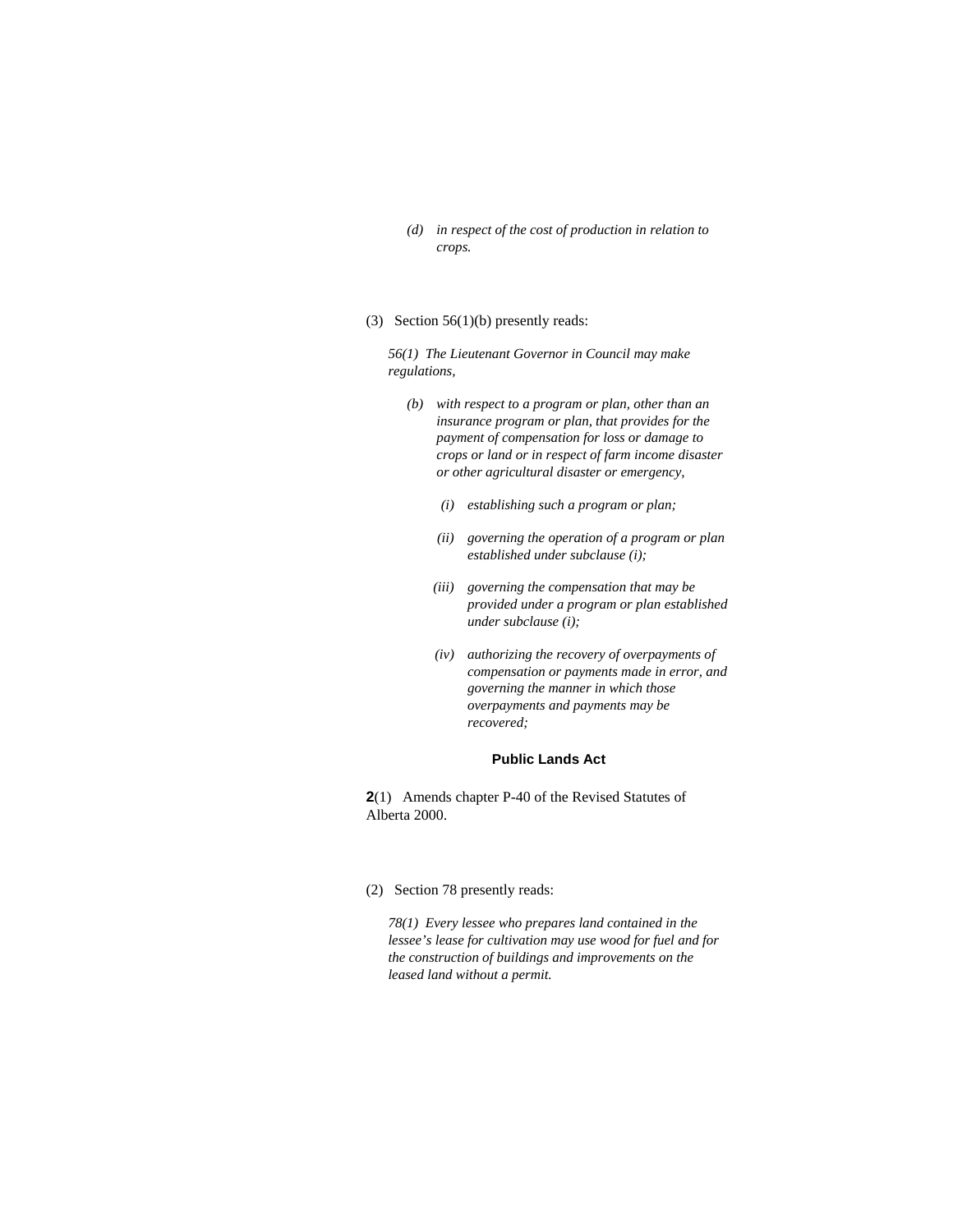*(d) in respect of the cost of production in relation to crops.*

(3) Section 56(1)(b) presently reads:

*56(1) The Lieutenant Governor in Council may make regulations,*

*(b) with respect to a program or plan, other than an insurance program or plan, that provides for the payment of compensation for loss or damage to crops or land or in respect of farm income disaster or other agricultural disaster or emergency,*

*(i) establishing such a program or plan;*

*(ii) governing the operation of a program or plan established under subclause (i);*

*(iii) governing the compensation that may be provided under a program or plan established under subclause (i);*

*(iv) authorizing the recovery of overpayments of compensation or payments made in error, and governing the manner in which those overpayments and payments may be recovered;*

### Public Lands Act

**2**(1) Amends chapter P-40 of the Revised Statutes of Alberta 2000.

(2) Section 78 presently reads:

*78(1) Every lessee who prepares land contained in the lessee's lease for cultivation may use wood for fuel and for the construction of buildings and improvements on the leased land without a permit.*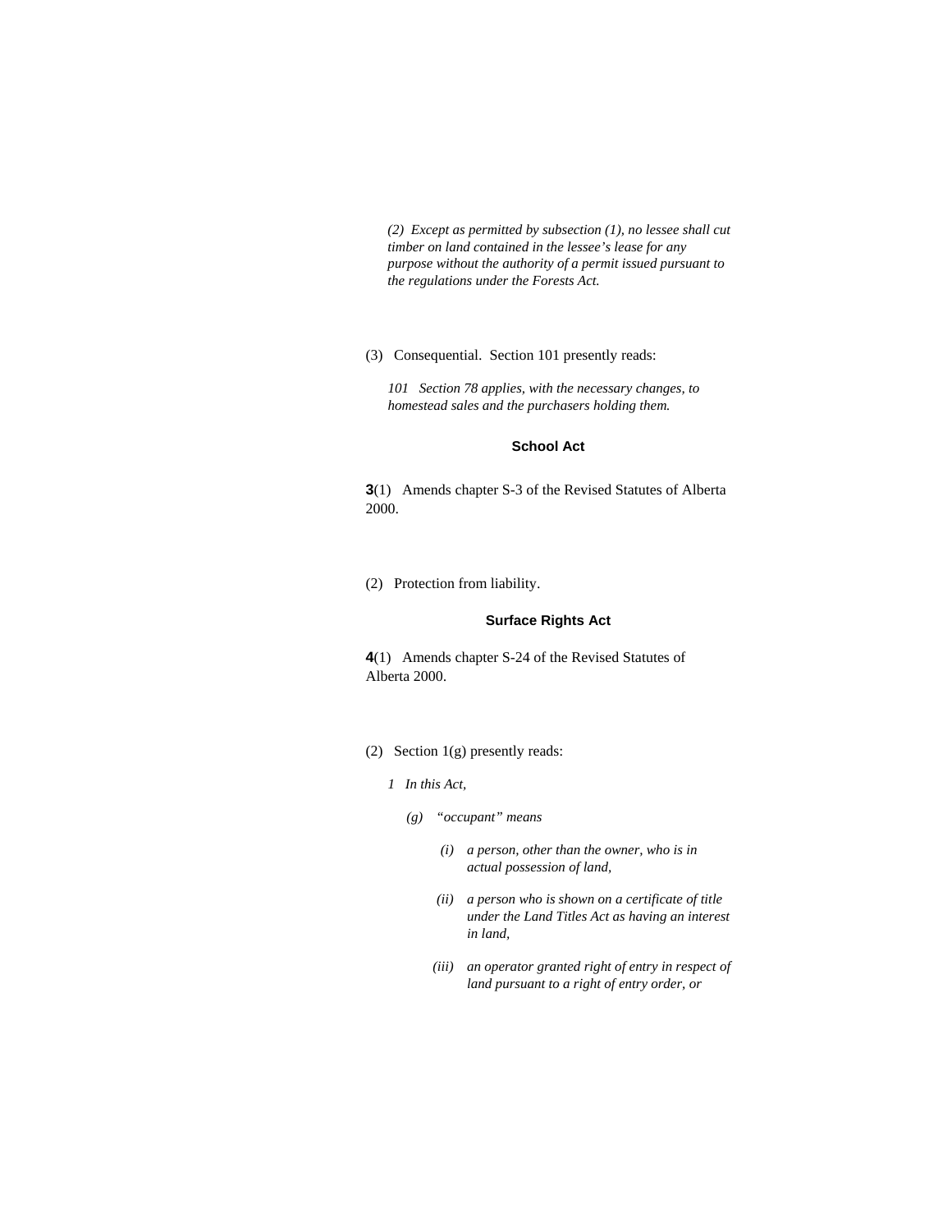*(2) Except as permitted by subsection (1), no lessee shall cut timber on land contained in the lessee's lease for any purpose without the authority of a permit issued pursuant to the regulations under the Forests Act.*

(3) Consequential. Section 101 presently reads:

*101 Section 78 applies, with the necessary changes, to homestead sales and the purchasers holding them.*

### School Act

**3**(1) Amends chapter S-3 of the Revised Statutes of Alberta 2000.

(2) Protection from liability.

### Surface Rights Act

**4**(1) Amends chapter S-24 of the Revised Statutes of Alberta 2000.

(2) Section 1(g) presently reads:

*1 In this Act,*

*(g) "occupant" means*

*(i) a person, other than the owner, who is in actual possession of land,*

*(ii) a person who is shown on a certificate of title under the Land Titles Act as having an interest in land,*

*(iii) an operator granted right of entry in respect of land pursuant to a right of entry order, or*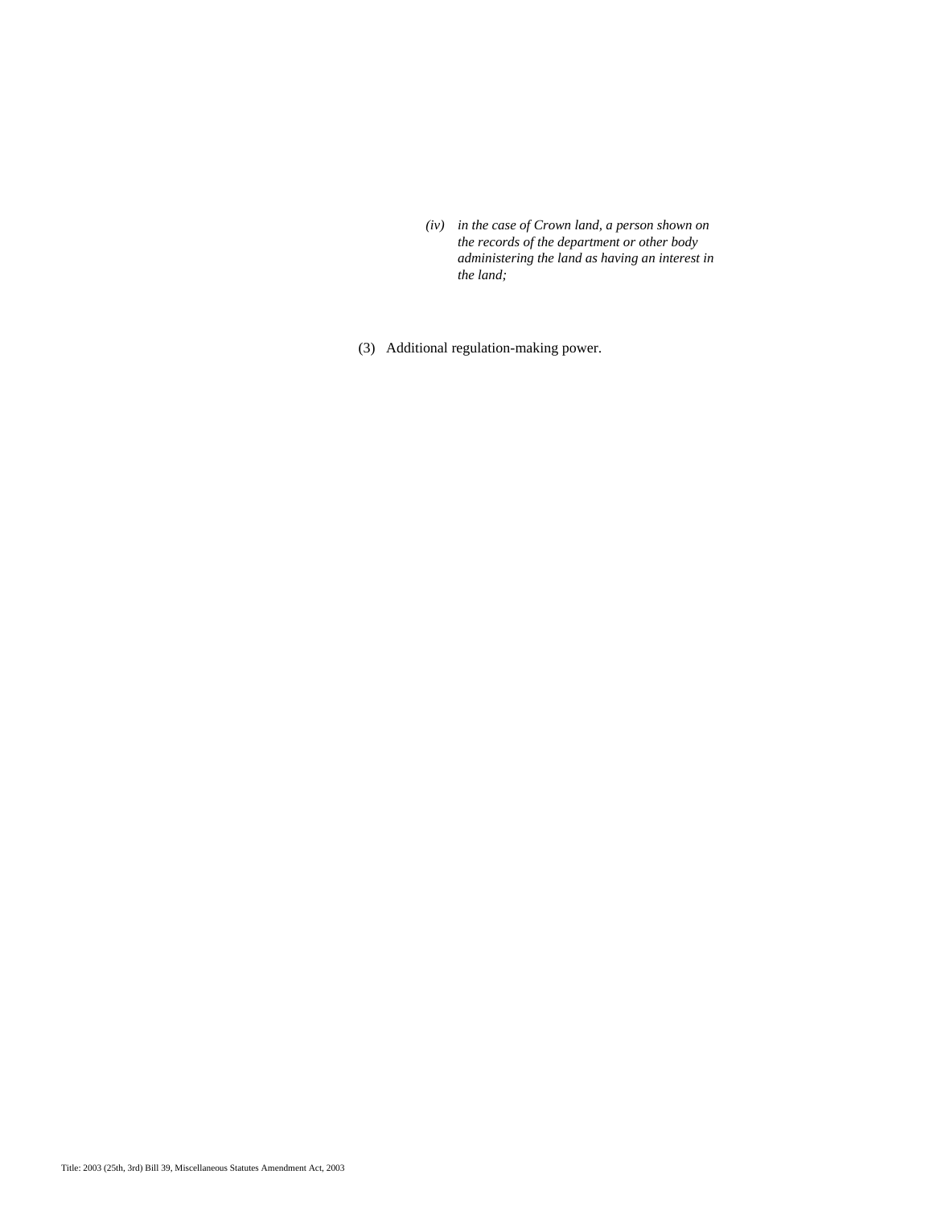*(iv) in the case of Crown land, a person shown on the records of the department or other body administering the land as having an interest in the land;*

(3) Additional regulation-making power.